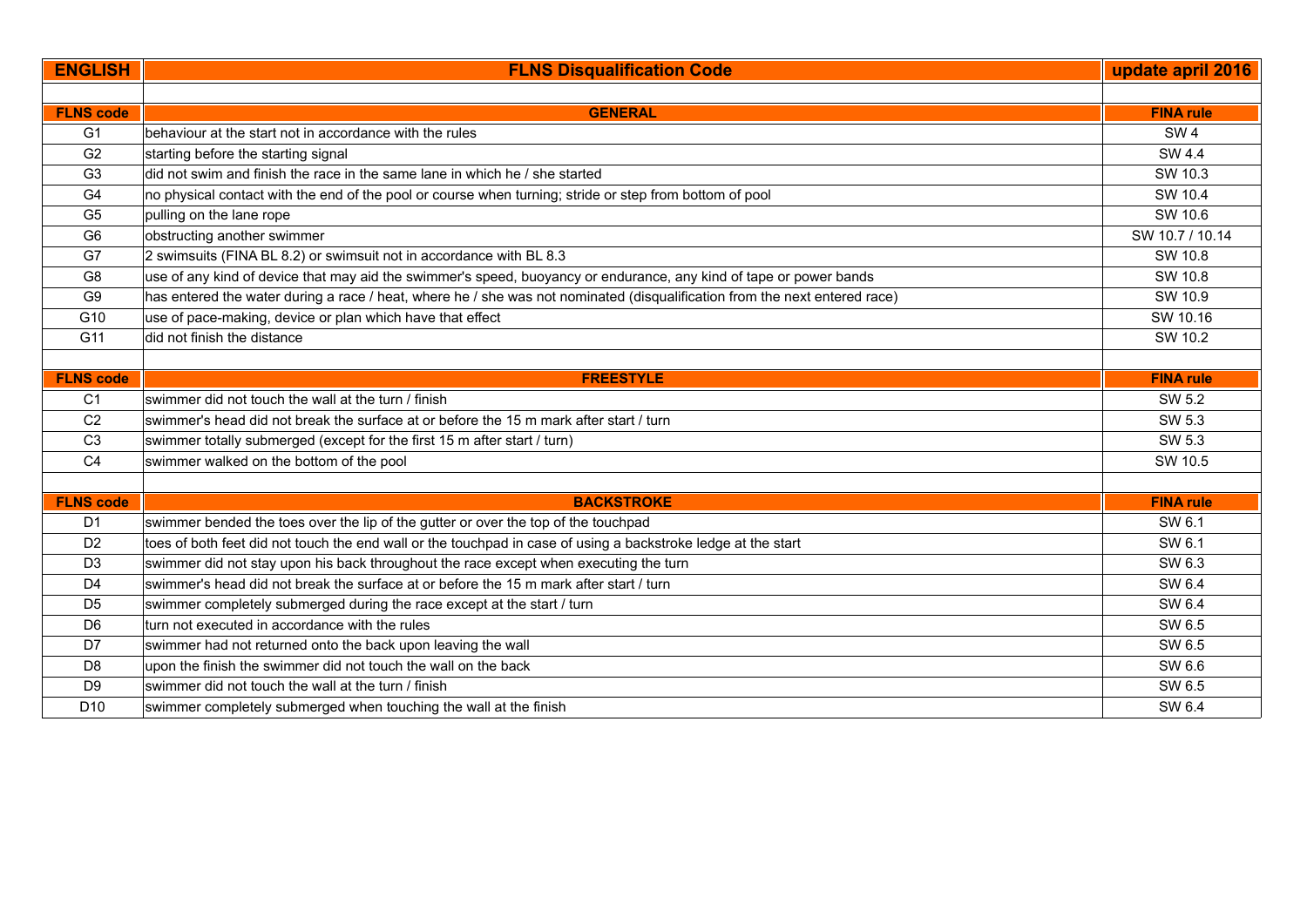| ENGLISH | FLNS Disqualification Code | update april 2016 |
|---|---|---|
| | | |
| **FLNS code** | **GENERAL** | **FINA rule** |
| G1 | behaviour at the start not in accordance with the rules | SW 4 |
| G2 | starting before the starting signal | SW 4.4 |
| G3 | did not swim and finish the race in the same lane in which he / she started | SW 10.3 |
| G4 | no physical contact with the end of the pool or course when turning; stride or step from bottom of pool | SW 10.4 |
| G5 | pulling on the lane rope | SW 10.6 |
| G6 | obstructing another swimmer | SW 10.7 / 10.14 |
| G7 | 2 swimsuits (FINA BL 8.2) or swimsuit not in accordance with BL 8.3 | SW 10.8 |
| G8 | use of any kind of device that may aid the swimmer's speed, buoyancy or endurance, any kind of tape or power bands | SW 10.8 |
| G9 | has entered the water during a race / heat, where he / she was not nominated (disqualification from the next entered race) | SW 10.9 |
| G10 | use of pace-making, device or plan which have that effect | SW 10.16 |
| G11 | did not finish the distance | SW 10.2 |
| | | |
| **FLNS code** | **FREESTYLE** | **FINA rule** |
| C1 | swimmer did not touch the wall at the turn / finish | SW 5.2 |
| C2 | swimmer's head did not break the surface at or before the 15 m mark after start / turn | SW 5.3 |
| C3 | swimmer totally submerged (except for the first 15 m after start / turn) | SW 5.3 |
| C4 | swimmer walked on the bottom of the pool | SW 10.5 |
| | | |
| **FLNS code** | **BACKSTROKE** | **FINA rule** |
| D1 | swimmer bended the toes over the lip of the gutter or over the top of the touchpad | SW 6.1 |
| D2 | toes of both feet did not touch the end wall or the touchpad in case of using a backstroke ledge at the start | SW 6.1 |
| D3 | swimmer did not stay upon his back throughout the race except when executing the turn | SW 6.3 |
| D4 | swimmer's head did not break the surface at or before the 15 m mark after start / turn | SW 6.4 |
| D5 | swimmer completely submerged during the race except at the start / turn | SW 6.4 |
| D6 | turn not executed in accordance with the rules | SW 6.5 |
| D7 | swimmer had not returned onto the back upon leaving the wall | SW 6.5 |
| D8 | upon the finish the swimmer did not touch the wall on the back | SW 6.6 |
| D9 | swimmer did not touch the wall at the turn / finish | SW 6.5 |
| D10 | swimmer completely submerged when touching the wall at the finish | SW 6.4 |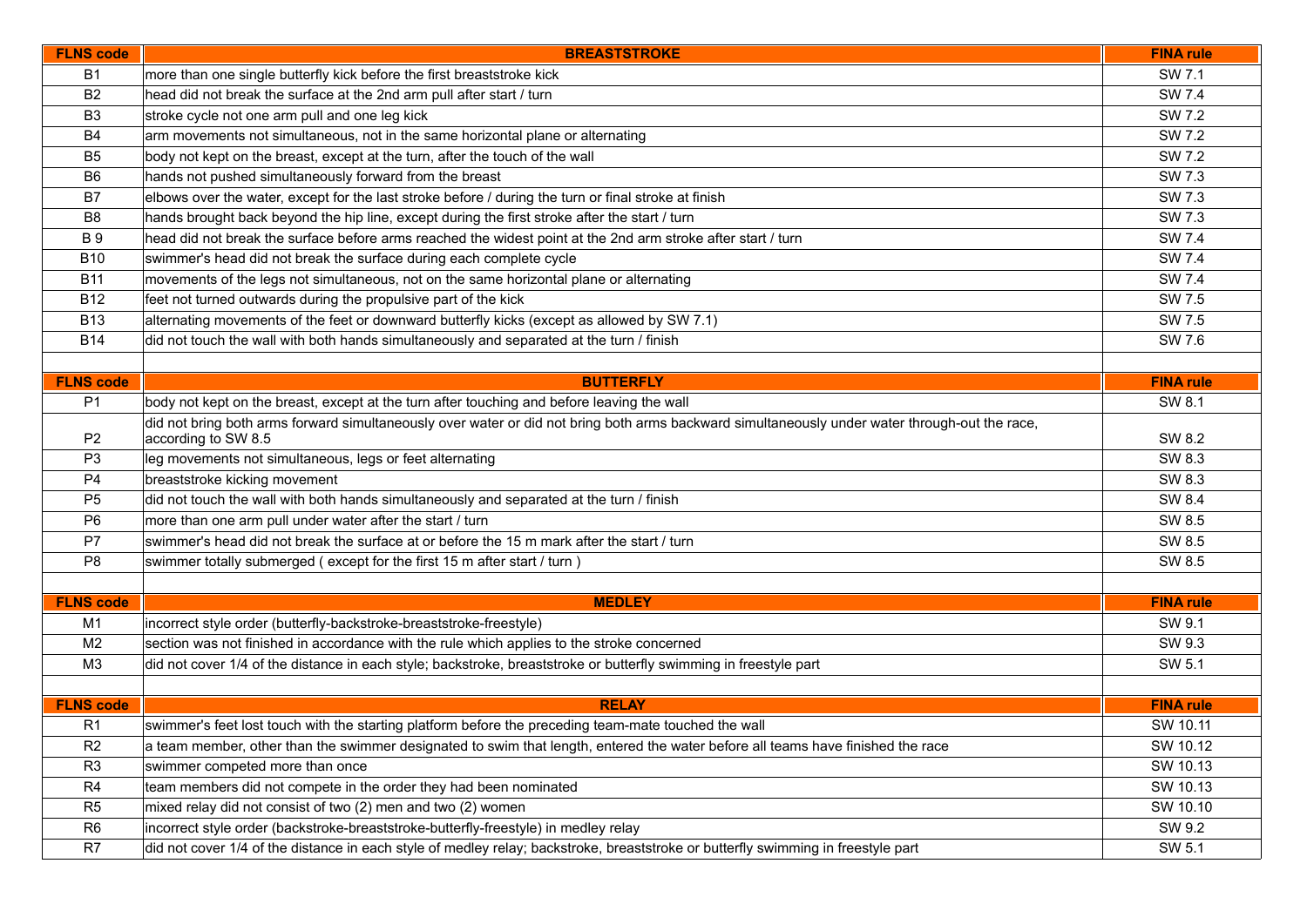| FLNS code | BREASTSTROKE | FINA rule |
|---|---|---|
| B1 | more than one single butterfly kick before the first breaststroke kick | SW 7.1 |
| B2 | head did not break the surface at the 2nd arm pull after start / turn | SW 7.4 |
| B3 | stroke cycle not one arm pull and one leg kick | SW 7.2 |
| B4 | arm movements not simultaneous, not in the same horizontal plane or alternating | SW 7.2 |
| B5 | body not kept on the breast, except at the turn, after the touch of the wall | SW 7.2 |
| B6 | hands not pushed simultaneously forward from the breast | SW 7.3 |
| B7 | elbows over the water, except for the last stroke before / during the turn or final stroke at finish | SW 7.3 |
| B8 | hands brought back beyond the hip line, except during the first stroke after the start / turn | SW 7.3 |
| B 9 | head did not break the surface before arms reached the widest point at the 2nd arm stroke after start / turn | SW 7.4 |
| B10 | swimmer's head did not break the surface during each complete cycle | SW 7.4 |
| B11 | movements of the legs not simultaneous, not on the same horizontal plane or alternating | SW 7.4 |
| B12 | feet not turned outwards during the propulsive part of the kick | SW 7.5 |
| B13 | alternating movements of the feet or downward butterfly kicks (except as allowed by SW 7.1) | SW 7.5 |
| B14 | did not touch the wall with both hands simultaneously and separated at the turn / finish | SW 7.6 |
| | | |
| **FLNS code** | **BUTTERFLY** | **FINA rule** |
| P1 | body not kept on the breast, except at the turn after touching and before leaving the wall | SW 8.1 |
| P2 | did not bring both arms forward simultaneously over water or did not bring both arms backward simultaneously under water through-out the race, according to SW 8.5 | SW 8.2 |
| P3 | leg movements not simultaneous, legs or feet alternating | SW 8.3 |
| P4 | breaststroke kicking movement | SW 8.3 |
| P5 | did not touch the wall with both hands simultaneously and separated at the turn / finish | SW 8.4 |
| P6 | more than one arm pull under water after the start / turn | SW 8.5 |
| P7 | swimmer's head did not break the surface at or before the 15 m mark after the start / turn | SW 8.5 |
| P8 | swimmer totally submerged ( except for the first 15 m after start / turn ) | SW 8.5 |
| | | |
| **FLNS code** | **MEDLEY** | **FINA rule** |
| M1 | incorrect style order (butterfly-backstroke-breaststroke-freestyle) | SW 9.1 |
| M2 | section was not finished in accordance with the rule which applies to the stroke concerned | SW 9.3 |
| M3 | did not cover 1/4 of the distance in each style; backstroke, breaststroke or butterfly swimming in freestyle part | SW 5.1 |
| | | |
| **FLNS code** | **RELAY** | **FINA rule** |
| R1 | swimmer's feet lost touch with the starting platform before the preceding team-mate touched the wall | SW 10.11 |
| R2 | a team member, other than the swimmer designated to swim that length, entered the water before all teams have finished the race | SW 10.12 |
| R3 | swimmer competed more than once | SW 10.13 |
| R4 | team members did not compete in the order they had been nominated | SW 10.13 |
| R5 | mixed relay did not consist of two (2) men and two (2) women | SW 10.10 |
| R6 | incorrect style order (backstroke-breaststroke-butterfly-freestyle) in medley relay | SW 9.2 |
| R7 | did not cover 1/4 of the distance in each style of medley relay; backstroke, breaststroke or butterfly swimming in freestyle part | SW 5.1 |